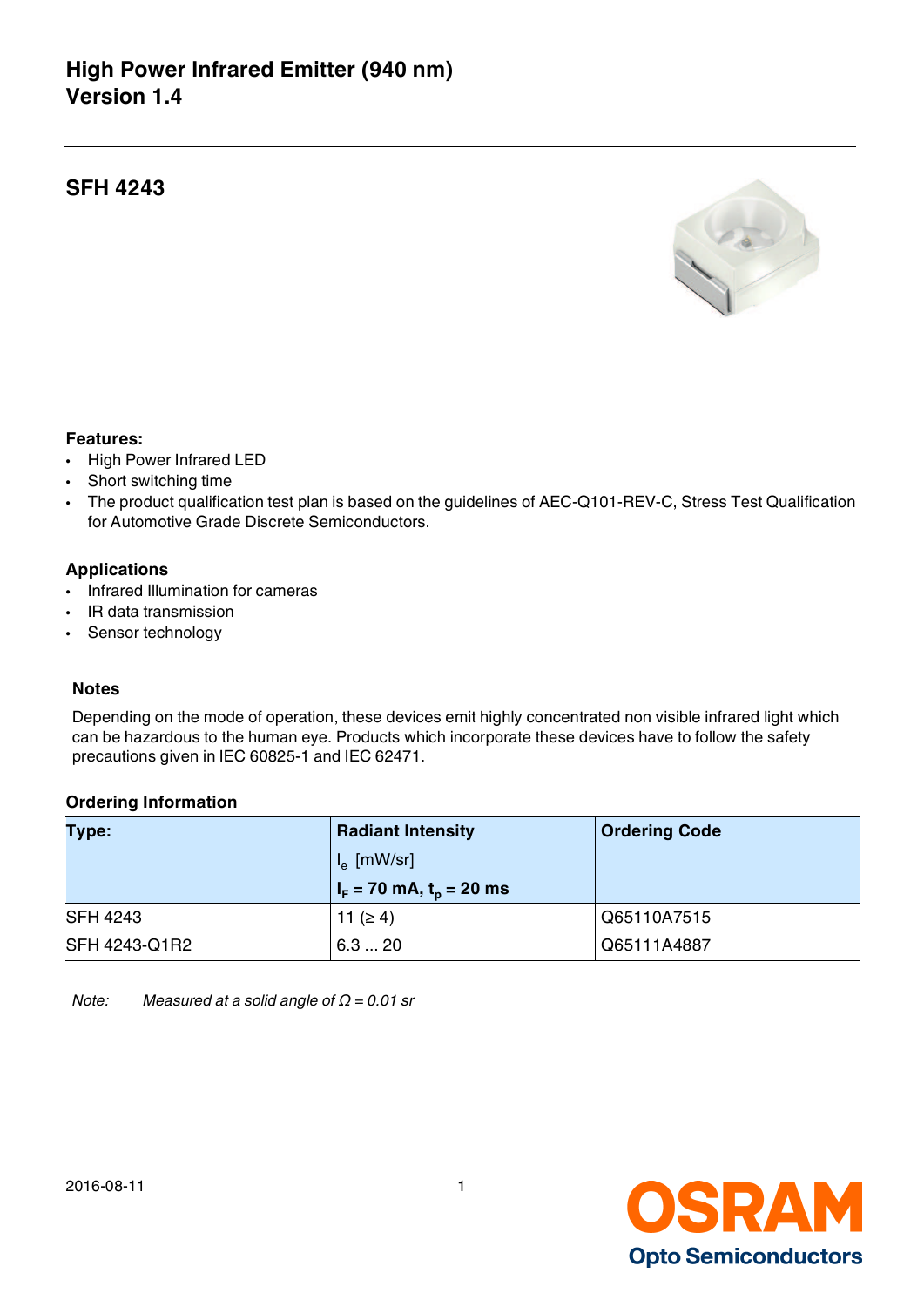# High Power Infrared Emitter (940 nm)
# Version 1.4

## SFH 4243

**Features:**

- High Power Infrared LED
- Short switching time
- The product qualification test plan is based on the guidelines of AEC-Q101-REV-C, Stress Test Qualification for Automotive Grade Discrete Semiconductors.

**Applications**

- Infrared Illumination for cameras
- IR data transmission
- Sensor technology

**Notes**

Depending on the mode of operation, these devices emit highly concentrated non visible infrared light which can be hazardous to the human eye. Products which incorporate these devices have to follow the safety precautions given in IEC 60825-1 and IEC 62471.

**Ordering Information**

| Type: | Radiant Intensity $I_e$ [mW/sr] $I_F$ = 70 mA, $t_p$ = 20 ms | Ordering Code |
|---|---|---|
| SFH 4243 | 11 (≥ 4) | Q65110A7515 |
| SFH 4243-Q1R2 | 6.3 ... 20 | Q65111A4887 |

*Note: Measured at a solid angle of Ω = 0.01 sr*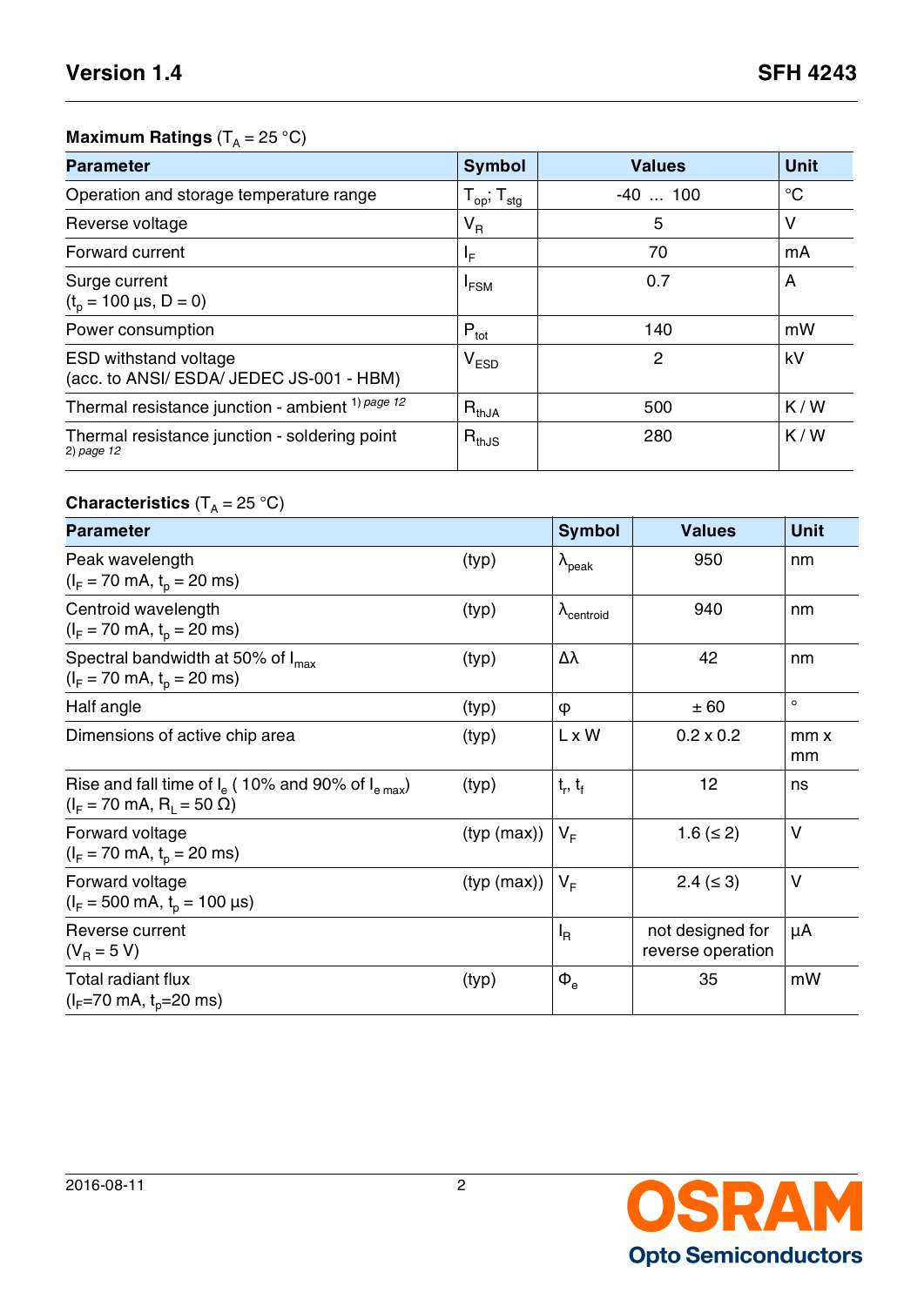## Maximum Ratings ($T_A$ = 25 °C)

| Parameter | Symbol | Values | Unit |
|---|---|---|---|
| Operation and storage temperature range | $T_{op}$; $T_{stg}$ | -40 ... 100 | °C |
| Reverse voltage | $V_R$ | 5 | V |
| Forward current | $I_F$ | 70 | mA |
| Surge current ($t_p$ = 100 µs, D = 0) | $I_{FSM}$ | 0.7 | A |
| Power consumption | $P_{tot}$ | 140 | mW |
| ESD withstand voltage (acc. to ANSI/ ESDA/ JEDEC JS-001 - HBM) | $V_{ESD}$ | 2 | kV |
| Thermal resistance junction - ambient [1) page 12] | $R_{thJA}$ | 500 | K / W |
| Thermal resistance junction - soldering point [2) page 12] | $R_{thJS}$ | 280 | K / W |

## Characteristics ($T_A$ = 25 °C)

| Parameter | | Symbol | Values | Unit |
|---|---|---|---|---|
| Peak wavelength ($I_F$ = 70 mA, $t_p$ = 20 ms) | (typ) | $\lambda_{peak}$ | 950 | nm |
| Centroid wavelength ($I_F$ = 70 mA, $t_p$ = 20 ms) | (typ) | $\lambda_{centroid}$ | 940 | nm |
| Spectral bandwidth at 50% of $I_{max}$ ($I_F$ = 70 mA, $t_p$ = 20 ms) | (typ) | $\Delta\lambda$ | 42 | nm |
| Half angle | (typ) | $\varphi$ | ± 60 | ° |
| Dimensions of active chip area | (typ) | L x W | 0.2 x 0.2 | mm x mm |
| Rise and fall time of $I_e$ ( 10% and 90% of $I_{e\,max}$) ($I_F$ = 70 mA, $R_L$ = 50 Ω) | (typ) | $t_r$, $t_f$ | 12 | ns |
| Forward voltage ($I_F$ = 70 mA, $t_p$ = 20 ms) | (typ (max)) | $V_F$ | 1.6 (≤ 2) | V |
| Forward voltage ($I_F$ = 500 mA, $t_p$ = 100 µs) | (typ (max)) | $V_F$ | 2.4 (≤ 3) | V |
| Reverse current ($V_R$ = 5 V) | | $I_R$ | not designed for reverse operation | µA |
| Total radiant flux ($I_F$=70 mA, $t_p$=20 ms) | (typ) | $\Phi_e$ | 35 | mW |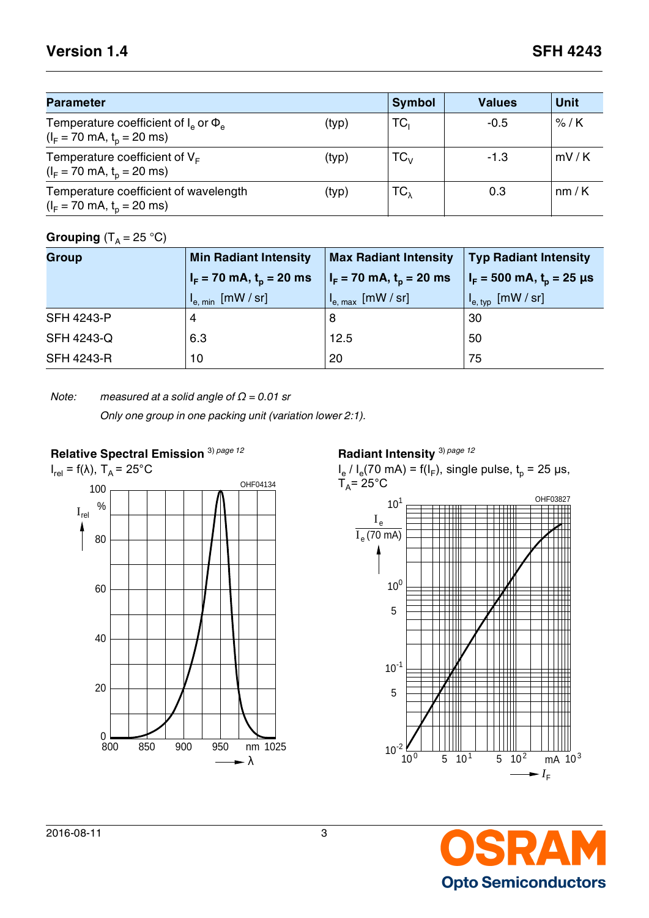| Parameter | | Symbol | Values | Unit |
|---|---|---|---|---|
| Temperature coefficient of $I_e$ or $\Phi_e$ ($I_F$ = 70 mA, $t_p$ = 20 ms) | (typ) | $TC_I$ | -0.5 | % / K |
| Temperature coefficient of $V_F$ ($I_F$ = 70 mA, $t_p$ = 20 ms) | (typ) | $TC_V$ | -1.3 | mV / K |
| Temperature coefficient of wavelength ($I_F$ = 70 mA, $t_p$ = 20 ms) | (typ) | $TC_\lambda$ | 0.3 | nm / K |

**Grouping** ($T_A$ = 25 °C)

| Group | **Min Radiant Intensity** $I_F$ = 70 mA, $t_p$ = 20 ms $I_{e,\,min}$ [mW / sr] | **Max Radiant Intensity** $I_F$ = 70 mA, $t_p$ = 20 ms $I_{e,\,max}$ [mW / sr] | **Typ Radiant Intensity** $I_F$ = 500 mA, $t_p$ = 25 µs $I_{e,\,typ}$ [mW / sr] |
|---|---|---|---|
| SFH 4243-P | 4 | 8 | 30 |
| SFH 4243-Q | 6.3 | 12.5 | 50 |
| SFH 4243-R | 10 | 20 | 75 |

Note: *measured at a solid angle of Ω = 0.01 sr*

*Only one group in one packing unit (variation lower 2:1).*

**Relative Spectral Emission** [3) page 12]

$I_{rel} = f(\lambda)$, $T_A$ = 25°C

**Radiant Intensity** [3) page 12]

$I_e$ / $I_e$(70 mA) = f($I_F$), single pulse, $t_p$ = 25 µs, $T_A$ = 25°C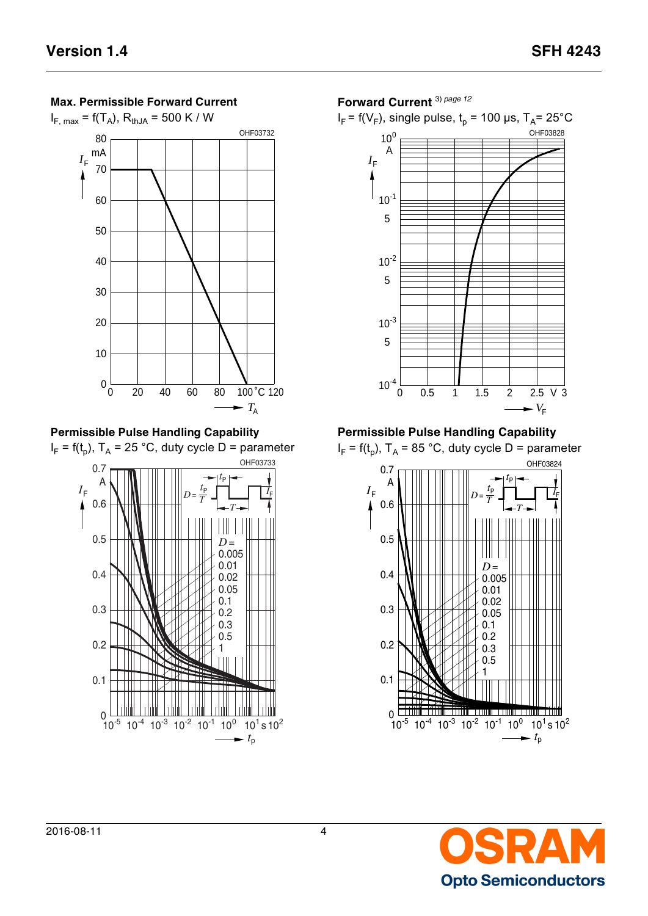### Max. Permissible Forward Current

$I_{F, max} = f(T_A)$, $R_{thJA}$ = 500 K / W

### Forward Current [3) page 12]

$I_F = f(V_F)$, single pulse, $t_p$ = 100 µs, $T_A$= 25°C

### Permissible Pulse Handling Capability

$I_F = f(t_p)$, $T_A$ = 25 °C, duty cycle D = parameter

### Permissible Pulse Handling Capability

$I_F = f(t_p)$, $T_A$ = 85 °C, duty cycle D = parameter

2016-08-11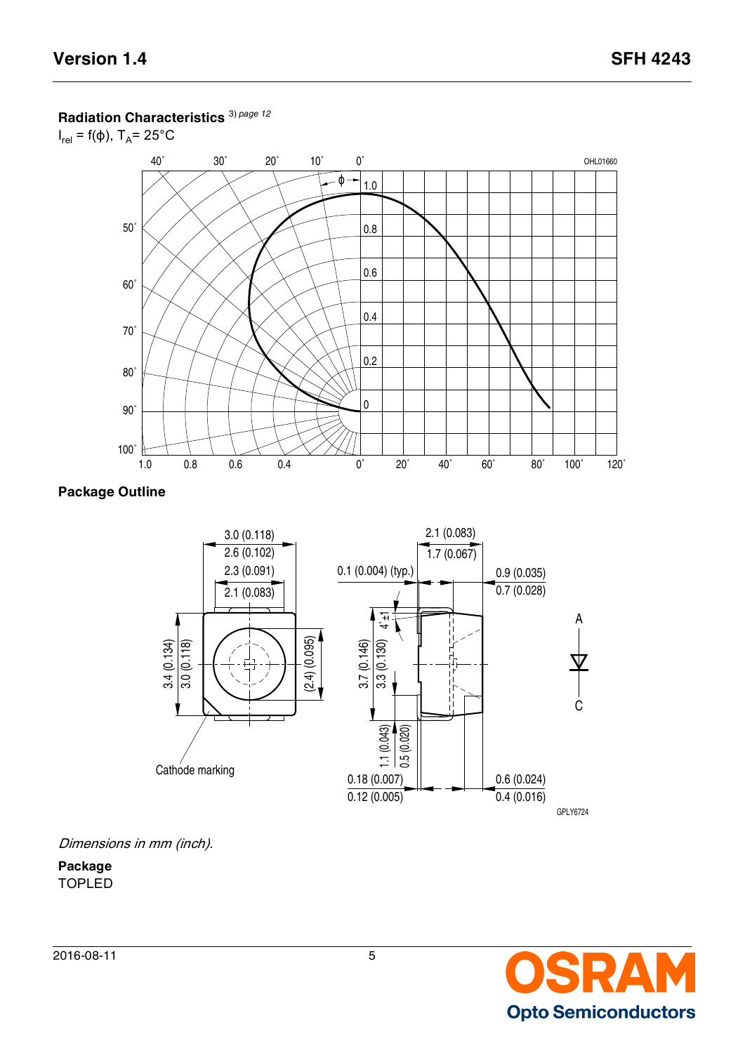### Radiation Characteristics [3) page 12]

$I_{rel} = f(\varphi)$, $T_A = 25°C$

### Package Outline

*Dimensions in mm (inch).*

**Package**

TOPLED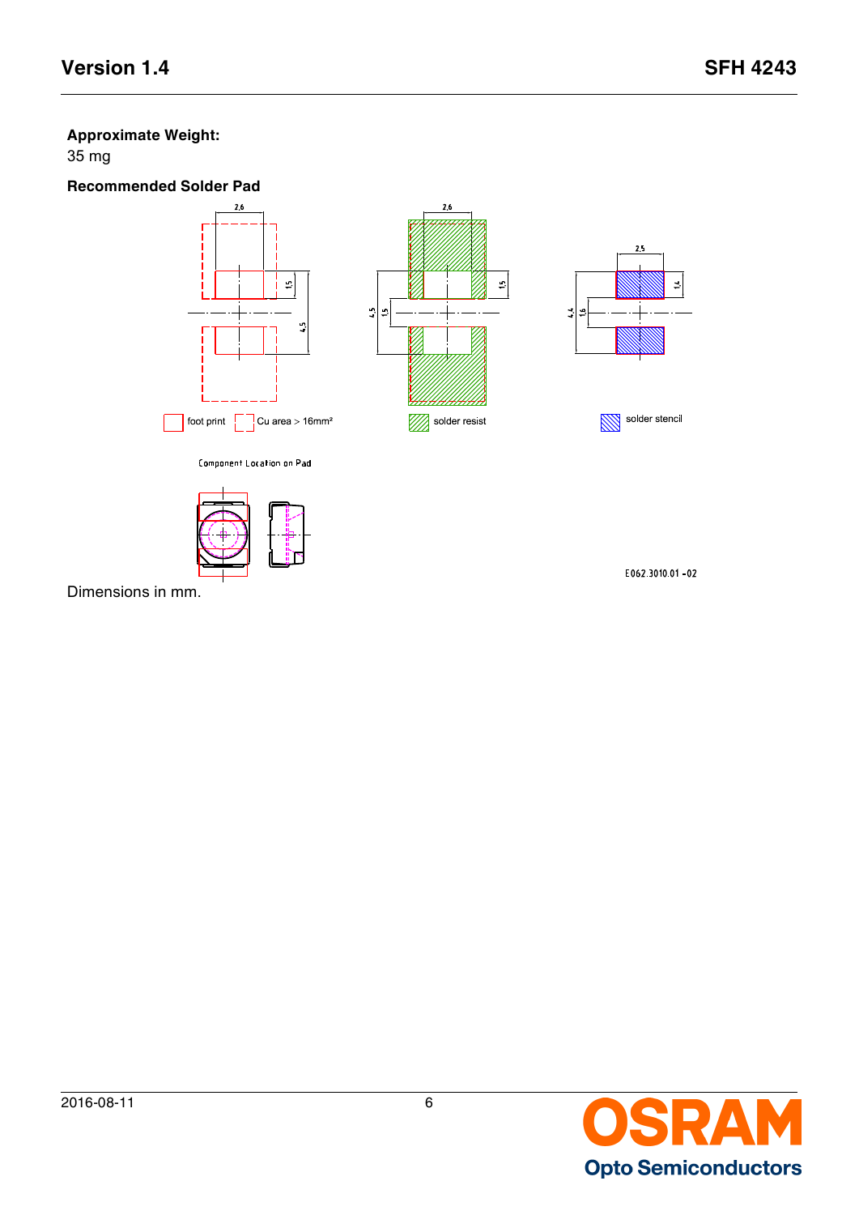**Approximate Weight:**

35 mg

**Recommended Solder Pad**

foot print

Cu area > 16mm²

solder resist

solder stencil

Component Location on Pad

E062.3010.01 -02

Dimensions in mm.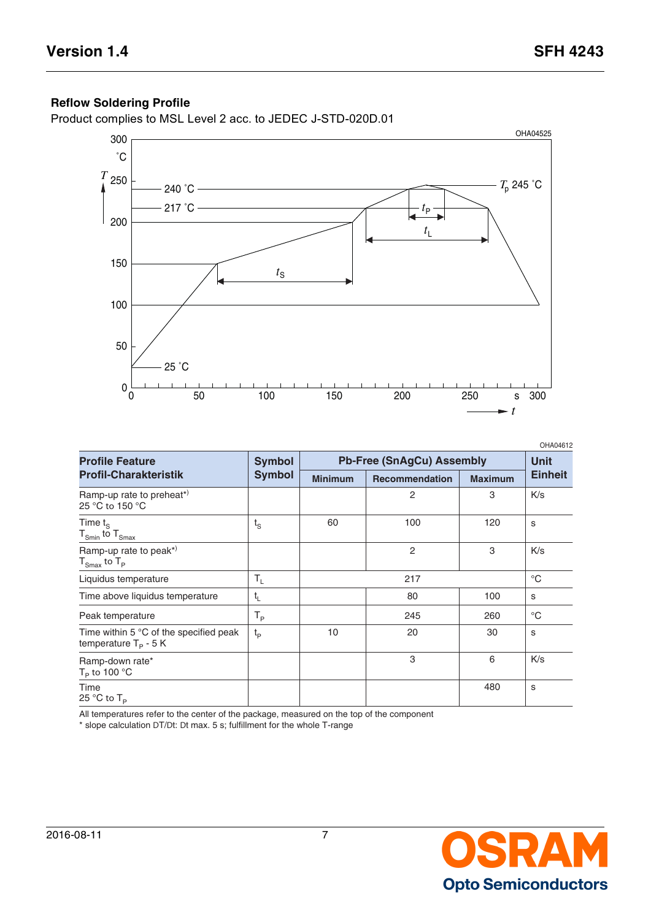### Reflow Soldering Profile

Product complies to MSL Level 2 acc. to JEDEC J-STD-020D.01

OHA04525

OHA04612

| Profile Feature<br>Profil-Charakteristik | Symbol<br>Symbol | Pb-Free (SnAgCu) Assembly | | | Unit<br>Einheit |
|---|---|---|---|---|---|
| | | Minimum | Recommendation | Maximum | |
| Ramp-up rate to preheat*)<br>25 °C to 150 °C | | | 2 | 3 | K/s |
| Time $t_S$<br>$T_{Smin}$ to $T_{Smax}$ | $t_S$ | 60 | 100 | 120 | s |
| Ramp-up rate to peak*)<br>$T_{Smax}$ to $T_P$ | | | 2 | 3 | K/s |
| Liquidus temperature | $T_L$ | | 217 | | °C |
| Time above liquidus temperature | $t_L$ | | 80 | 100 | s |
| Peak temperature | $T_P$ | | 245 | 260 | °C |
| Time within 5 °C of the specified peak temperature $T_P$ - 5 K | $t_P$ | 10 | 20 | 30 | s |
| Ramp-down rate*<br>$T_P$ to 100 °C | | | 3 | 6 | K/s |
| Time<br>25 °C to $T_P$ | | | | 480 | s |

All temperatures refer to the center of the package, measured on the top of the component
* slope calculation DT/Dt: Dt max. 5 s; fulfillment for the whole T-range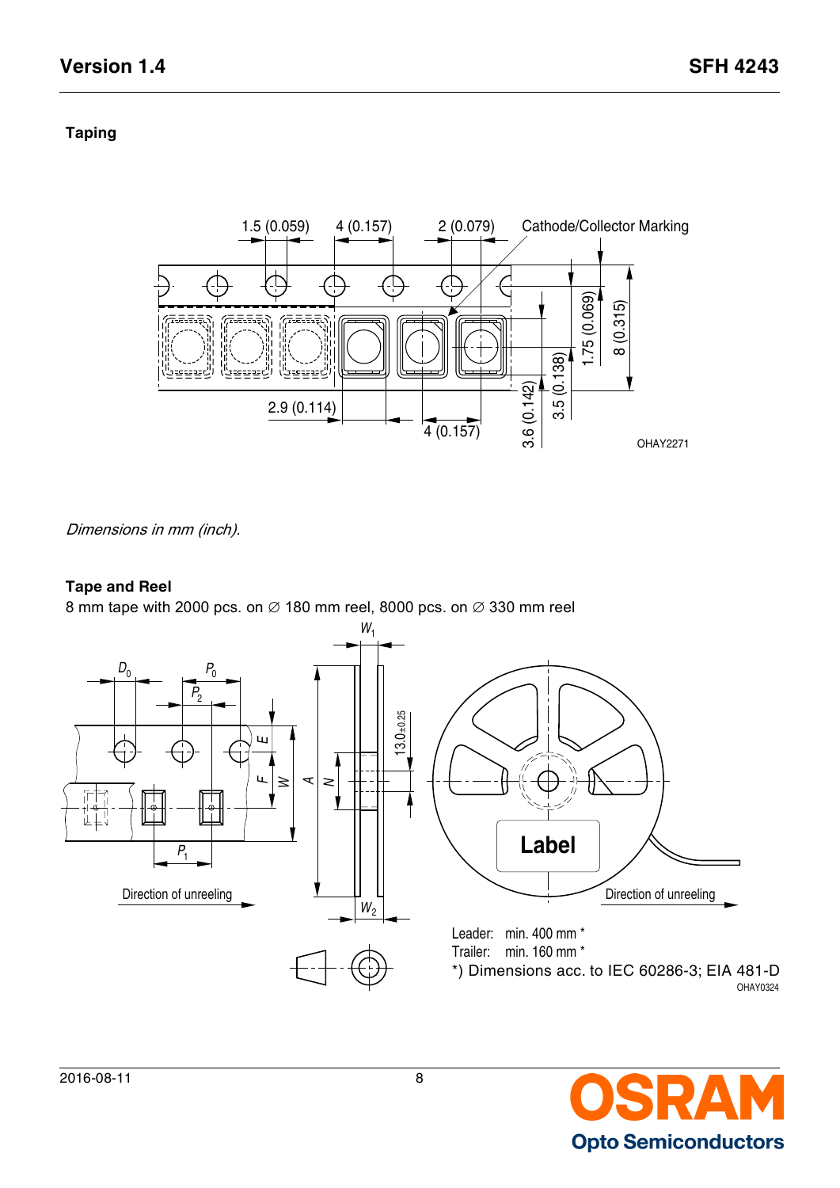## Taping

*Dimensions in mm (inch).*

## Tape and Reel

8 mm tape with 2000 pcs. on ∅ 180 mm reel, 8000 pcs. on ∅ 330 mm reel

Leader: min. 400 mm *

Trailer: min. 160 mm *

*) Dimensions acc. to IEC 60286-3; EIA 481-D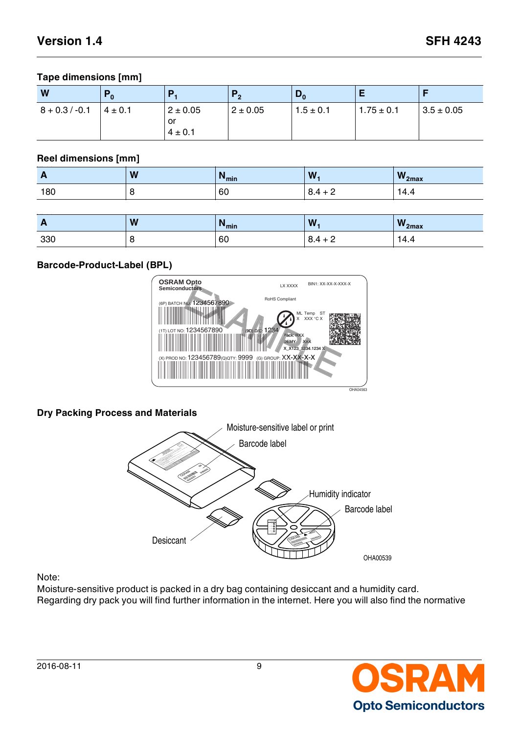### Tape dimensions [mm]

| W | $P_0$ | $P_1$ | $P_2$ | $D_0$ | E | F |
|---|---|---|---|---|---|---|
| 8 + 0.3 / -0.1 | 4 ± 0.1 | 2 ± 0.05 or 4 ± 0.1 | 2 ± 0.05 | 1.5 ± 0.1 | 1.75 ± 0.1 | 3.5 ± 0.05 |

### Reel dimensions [mm]

| A | W | $N_{min}$ | $W_1$ | $W_{2max}$ |
|---|---|---|---|---|
| 180 | 8 | 60 | 8.4 + 2 | 14.4 |

| A | W | $N_{min}$ | $W_1$ | $W_{2max}$ |
|---|---|---|---|---|
| 330 | 8 | 60 | 8.4 + 2 | 14.4 |

### Barcode-Product-Label (BPL)

OHA04563

### Dry Packing Process and Materials

OHA00539

Note:
Moisture-sensitive product is packed in a dry bag containing desiccant and a humidity card.
Regarding dry pack you will find further information in the internet. Here you will also find the normative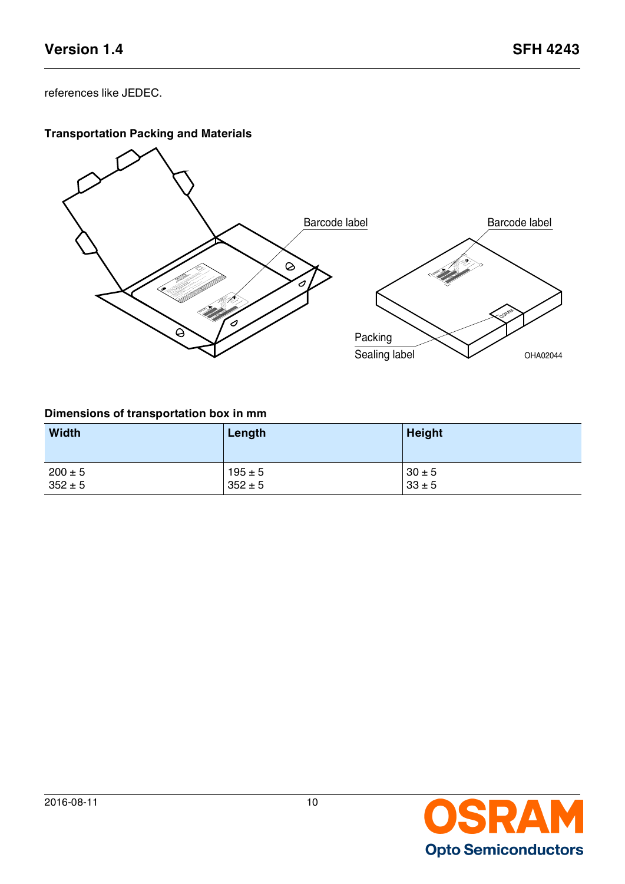references like JEDEC.

### Transportation Packing and Materials

Barcode label

Barcode label

Packing

Sealing label

OHA02044

### Dimensions of transportation box in mm

| Width | Length | Height |
|---|---|---|
| 200 ± 5<br>352 ± 5 | 195 ± 5<br>352 ± 5 | 30 ± 5<br>33 ± 5 |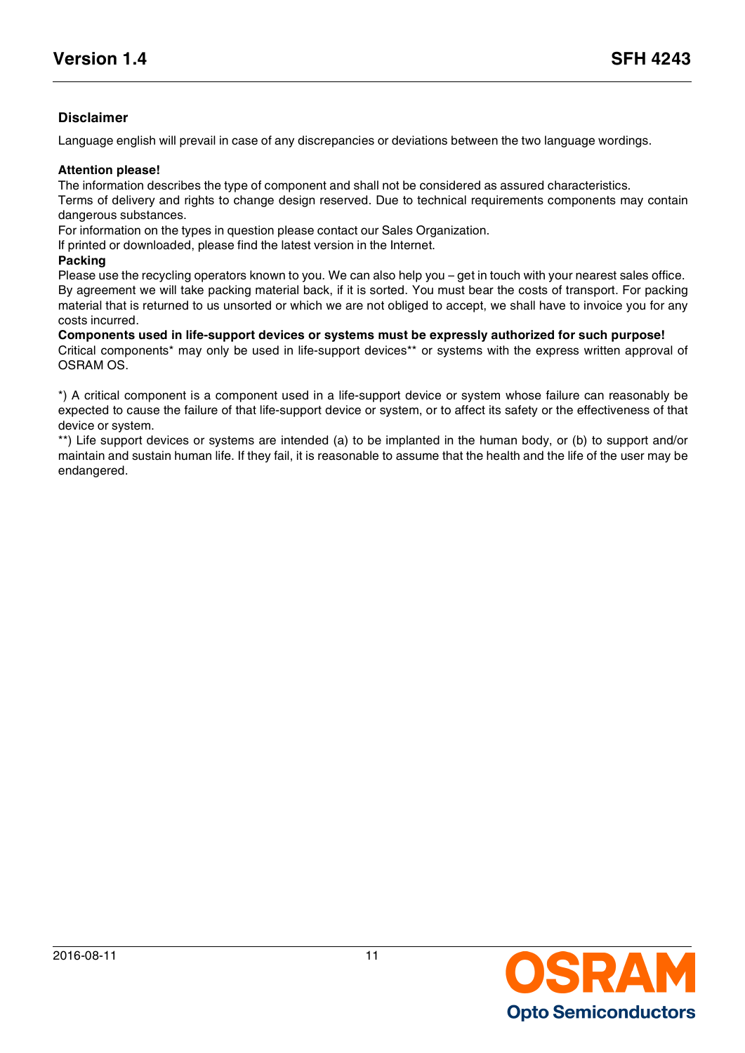## Disclaimer

Language english will prevail in case of any discrepancies or deviations between the two language wordings.

**Attention please!**

The information describes the type of component and shall not be considered as assured characteristics.

Terms of delivery and rights to change design reserved. Due to technical requirements components may contain dangerous substances.

For information on the types in question please contact our Sales Organization.

If printed or downloaded, please find the latest version in the Internet.

**Packing**

Please use the recycling operators known to you. We can also help you – get in touch with your nearest sales office. By agreement we will take packing material back, if it is sorted. You must bear the costs of transport. For packing material that is returned to us unsorted or which we are not obliged to accept, we shall have to invoice you for any costs incurred.

**Components used in life-support devices or systems must be expressly authorized for such purpose!**

Critical components* may only be used in life-support devices** or systems with the express written approval of OSRAM OS.

*) A critical component is a component used in a life-support device or system whose failure can reasonably be expected to cause the failure of that life-support device or system, or to affect its safety or the effectiveness of that device or system.

**) Life support devices or systems are intended (a) to be implanted in the human body, or (b) to support and/or maintain and sustain human life. If they fail, it is reasonable to assume that the health and the life of the user may be endangered.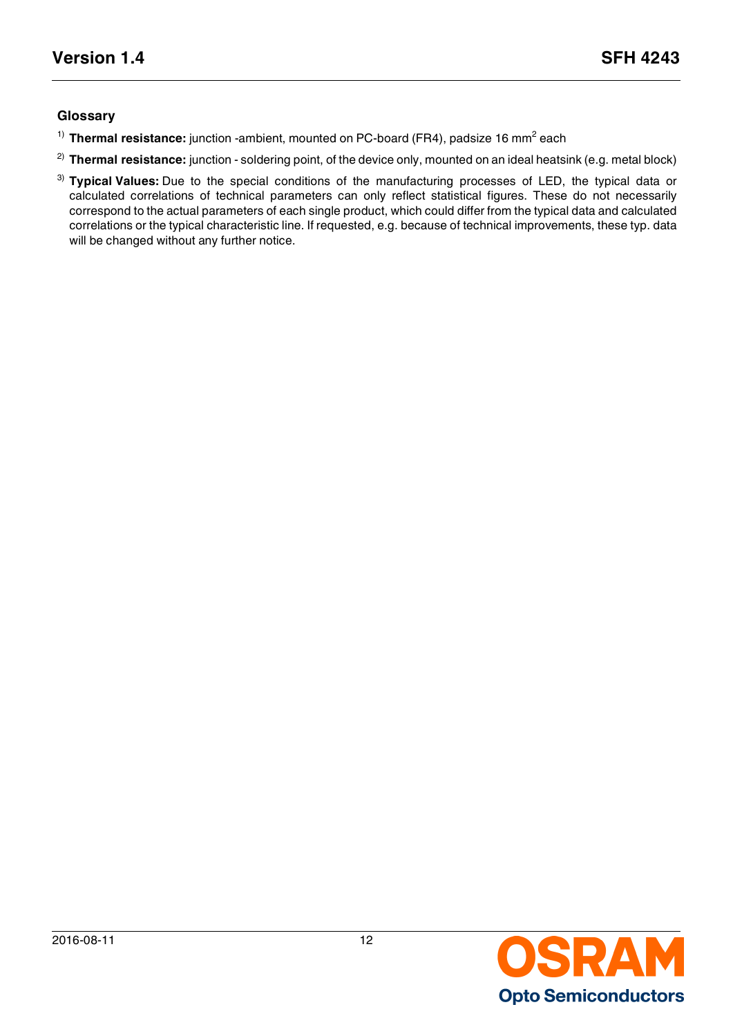### Glossary

[1] **Thermal resistance:** junction -ambient, mounted on PC-board (FR4), padsize 16 $mm^2$ each

[2] **Thermal resistance:** junction - soldering point, of the device only, mounted on an ideal heatsink (e.g. metal block)

[3] **Typical Values:** Due to the special conditions of the manufacturing processes of LED, the typical data or calculated correlations of technical parameters can only reflect statistical figures. These do not necessarily correspond to the actual parameters of each single product, which could differ from the typical data and calculated correlations or the typical characteristic line. If requested, e.g. because of technical improvements, these typ. data will be changed without any further notice.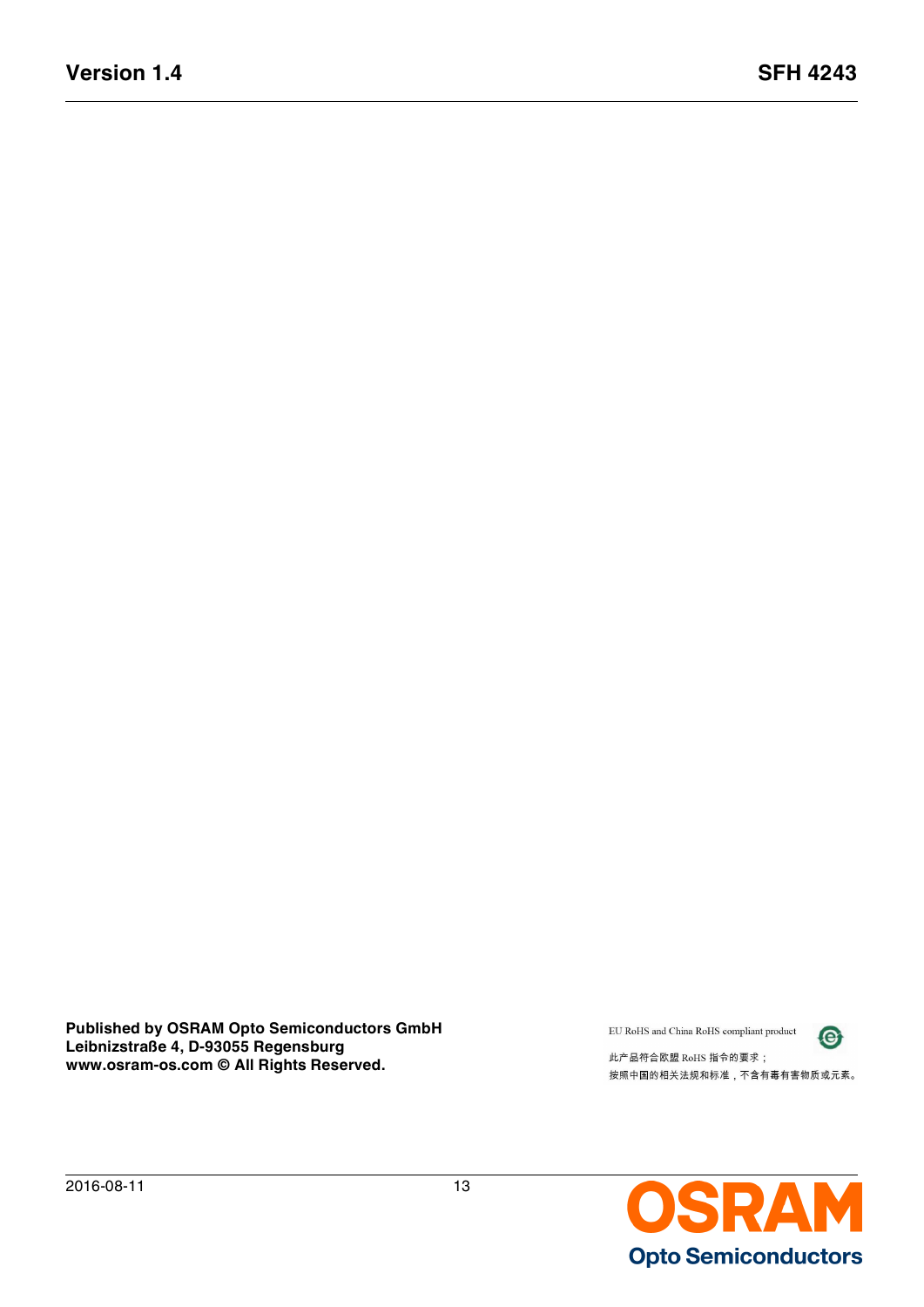**Published by OSRAM Opto Semiconductors GmbH**
**Leibnizstraße 4, D-93055 Regensburg**
**www.osram-os.com © All Rights Reserved.**

EU RoHS and China RoHS compliant product

此产品符合欧盟 RoHS 指令的要求；
按照中国的相关法规和标准，不含有毒有害物质或元素。